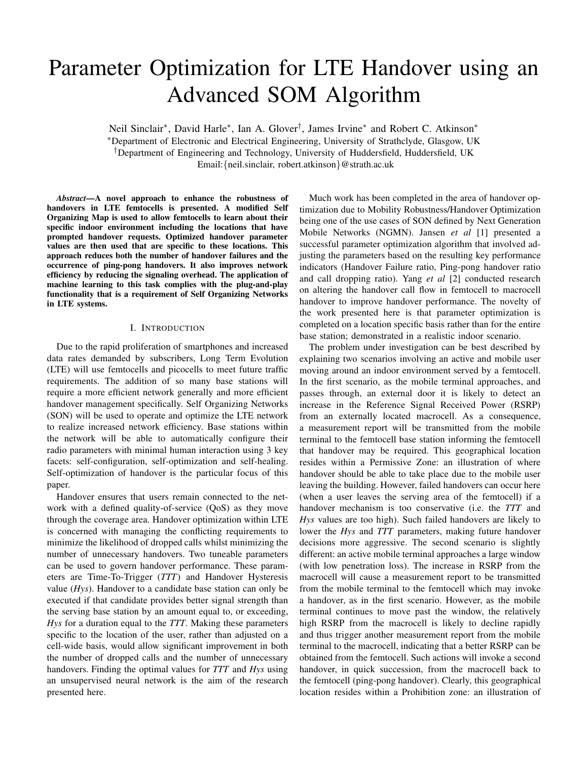# Parameter Optimization for LTE Handover using an Advanced SOM Algorithm

Neil Sinclair*, David Harle*, Ian A. Glover†, James Irvine* and Robert C. Atkinson*

*Department of Electronic and Electrical Engineering, University of Strathclyde, Glasgow, UK

†Department of Engineering and Technology, University of Huddersfield, Huddersfield, UK

Email:{neil.sinclair, robert.atkinson}@strath.ac.uk

***Abstract*—A novel approach to enhance the robustness of handovers in LTE femtocells is presented. A modified Self Organizing Map is used to allow femtocells to learn about their specific indoor environment including the locations that have prompted handover requests. Optimized handover parameter values are then used that are specific to these locations. This approach reduces both the number of handover failures and the occurrence of ping-pong handovers. It also improves network efficiency by reducing the signaling overhead. The application of machine learning to this task complies with the plug-and-play functionality that is a requirement of Self Organizing Networks in LTE systems.**

## I. Introduction

Due to the rapid proliferation of smartphones and increased data rates demanded by subscribers, Long Term Evolution (LTE) will use femtocells and picocells to meet future traffic requirements. The addition of so many base stations will require a more efficient network generally and more efficient handover management specifically. Self Organizing Networks (SON) will be used to operate and optimize the LTE network to realize increased network efficiency. Base stations within the network will be able to automatically configure their radio parameters with minimal human interaction using 3 key facets: self-configuration, self-optimization and self-healing. Self-optimization of handover is the particular focus of this paper.

Handover ensures that users remain connected to the network with a defined quality-of-service (QoS) as they move through the coverage area. Handover optimization within LTE is concerned with managing the conflicting requirements to minimize the likelihood of dropped calls whilst minimizing the number of unnecessary handovers. Two tuneable parameters can be used to govern handover performance. These parameters are Time-To-Trigger (*TTT*) and Handover Hysteresis value (*Hys*). Handover to a candidate base station can only be executed if that candidate provides better signal strength than the serving base station by an amount equal to, or exceeding, *Hys* for a duration equal to the *TTT*. Making these parameters specific to the location of the user, rather than adjusted on a cell-wide basis, would allow significant improvement in both the number of dropped calls and the number of unnecessary handovers. Finding the optimal values for *TTT* and *Hys* using an unsupervised neural network is the aim of the research presented here.

Much work has been completed in the area of handover optimization due to Mobility Robustness/Handover Optimization being one of the use cases of SON defined by Next Generation Mobile Networks (NGMN). Jansen *et al* [1] presented a successful parameter optimization algorithm that involved adjusting the parameters based on the resulting key performance indicators (Handover Failure ratio, Ping-pong handover ratio and call dropping ratio). Yang *et al* [2] conducted research on altering the handover call flow in femtocell to macrocell handover to improve handover performance. The novelty of the work presented here is that parameter optimization is completed on a location specific basis rather than for the entire base station; demonstrated in a realistic indoor scenario.

The problem under investigation can be best described by explaining two scenarios involving an active and mobile user moving around an indoor environment served by a femtocell. In the first scenario, as the mobile terminal approaches, and passes through, an external door it is likely to detect an increase in the Reference Signal Received Power (RSRP) from an externally located macrocell. As a consequence, a measurement report will be transmitted from the mobile terminal to the femtocell base station informing the femtocell that handover may be required. This geographical location resides within a Permissive Zone: an illustration of where handover should be able to take place due to the mobile user leaving the building. However, failed handovers can occur here (when a user leaves the serving area of the femtocell) if a handover mechanism is too conservative (i.e. the *TTT* and *Hys* values are too high). Such failed handovers are likely to lower the *Hys* and *TTT* parameters, making future handover decisions more aggressive. The second scenario is slightly different: an active mobile terminal approaches a large window (with low penetration loss). The increase in RSRP from the macrocell will cause a measurement report to be transmitted from the mobile terminal to the femtocell which may invoke a handover, as in the first scenario. However, as the mobile terminal continues to move past the window, the relatively high RSRP from the macrocell is likely to decline rapidly and thus trigger another measurement report from the mobile terminal to the macrocell, indicating that a better RSRP can be obtained from the femtocell. Such actions will invoke a second handover, in quick succession, from the macrocell back to the femtocell (ping-pong handover). Clearly, this geographical location resides within a Prohibition zone: an illustration of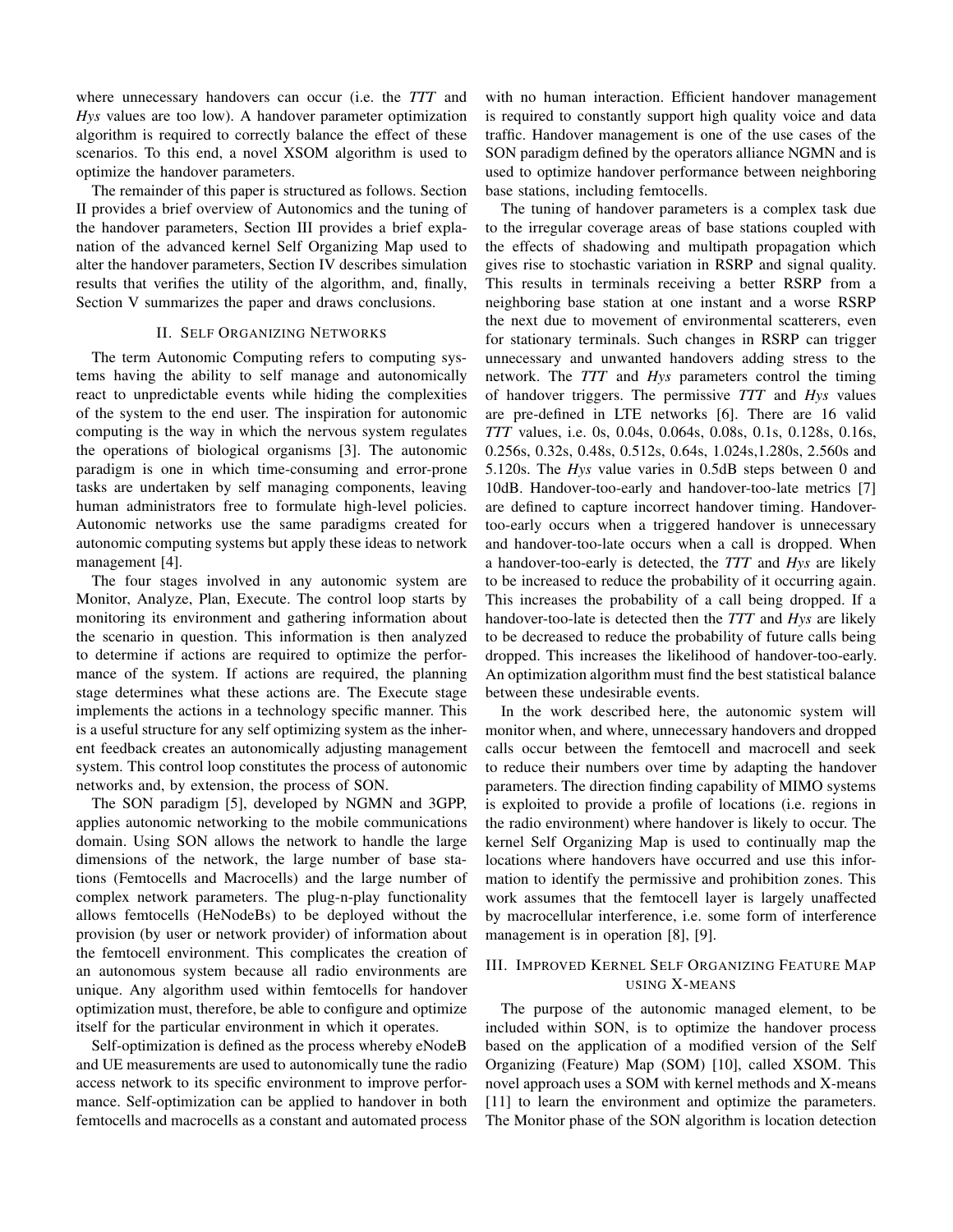where unnecessary handovers can occur (i.e. the *TTT* and *Hys* values are too low). A handover parameter optimization algorithm is required to correctly balance the effect of these scenarios. To this end, a novel XSOM algorithm is used to optimize the handover parameters.

The remainder of this paper is structured as follows. Section II provides a brief overview of Autonomics and the tuning of the handover parameters, Section III provides a brief explanation of the advanced kernel Self Organizing Map used to alter the handover parameters, Section IV describes simulation results that verifies the utility of the algorithm, and, finally, Section V summarizes the paper and draws conclusions.

## II. Self Organizing Networks

The term Autonomic Computing refers to computing systems having the ability to self manage and autonomically react to unpredictable events while hiding the complexities of the system to the end user. The inspiration for autonomic computing is the way in which the nervous system regulates the operations of biological organisms [3]. The autonomic paradigm is one in which time-consuming and error-prone tasks are undertaken by self managing components, leaving human administrators free to formulate high-level policies. Autonomic networks use the same paradigms created for autonomic computing systems but apply these ideas to network management [4].

The four stages involved in any autonomic system are Monitor, Analyze, Plan, Execute. The control loop starts by monitoring its environment and gathering information about the scenario in question. This information is then analyzed to determine if actions are required to optimize the performance of the system. If actions are required, the planning stage determines what these actions are. The Execute stage implements the actions in a technology specific manner. This is a useful structure for any self optimizing system as the inherent feedback creates an autonomically adjusting management system. This control loop constitutes the process of autonomic networks and, by extension, the process of SON.

The SON paradigm [5], developed by NGMN and 3GPP, applies autonomic networking to the mobile communications domain. Using SON allows the network to handle the large dimensions of the network, the large number of base stations (Femtocells and Macrocells) and the large number of complex network parameters. The plug-n-play functionality allows femtocells (HeNodeBs) to be deployed without the provision (by user or network provider) of information about the femtocell environment. This complicates the creation of an autonomous system because all radio environments are unique. Any algorithm used within femtocells for handover optimization must, therefore, be able to configure and optimize itself for the particular environment in which it operates.

Self-optimization is defined as the process whereby eNodeB and UE measurements are used to autonomically tune the radio access network to its specific environment to improve performance. Self-optimization can be applied to handover in both femtocells and macrocells as a constant and automated process with no human interaction. Efficient handover management is required to constantly support high quality voice and data traffic. Handover management is one of the use cases of the SON paradigm defined by the operators alliance NGMN and is used to optimize handover performance between neighboring base stations, including femtocells.

The tuning of handover parameters is a complex task due to the irregular coverage areas of base stations coupled with the effects of shadowing and multipath propagation which gives rise to stochastic variation in RSRP and signal quality. This results in terminals receiving a better RSRP from a neighboring base station at one instant and a worse RSRP the next due to movement of environmental scatterers, even for stationary terminals. Such changes in RSRP can trigger unnecessary and unwanted handovers adding stress to the network. The *TTT* and *Hys* parameters control the timing of handover triggers. The permissive *TTT* and *Hys* values are pre-defined in LTE networks [6]. There are 16 valid *TTT* values, i.e. 0s, 0.04s, 0.064s, 0.08s, 0.1s, 0.128s, 0.16s, 0.256s, 0.32s, 0.48s, 0.512s, 0.64s, 1.024s,1.280s, 2.560s and 5.120s. The *Hys* value varies in 0.5dB steps between 0 and 10dB. Handover-too-early and handover-too-late metrics [7] are defined to capture incorrect handover timing. Handover-too-early occurs when a triggered handover is unnecessary and handover-too-late occurs when a call is dropped. When a handover-too-early is detected, the *TTT* and *Hys* are likely to be increased to reduce the probability of it occurring again. This increases the probability of a call being dropped. If a handover-too-late is detected then the *TTT* and *Hys* are likely to be decreased to reduce the probability of future calls being dropped. This increases the likelihood of handover-too-early. An optimization algorithm must find the best statistical balance between these undesirable events.

In the work described here, the autonomic system will monitor when, and where, unnecessary handovers and dropped calls occur between the femtocell and macrocell and seek to reduce their numbers over time by adapting the handover parameters. The direction finding capability of MIMO systems is exploited to provide a profile of locations (i.e. regions in the radio environment) where handover is likely to occur. The kernel Self Organizing Map is used to continually map the locations where handovers have occurred and use this information to identify the permissive and prohibition zones. This work assumes that the femtocell layer is largely unaffected by macrocellular interference, i.e. some form of interference management is in operation [8], [9].

## III. Improved Kernel Self Organizing Feature Map using X-means

The purpose of the autonomic managed element, to be included within SON, is to optimize the handover process based on the application of a modified version of the Self Organizing (Feature) Map (SOM) [10], called XSOM. This novel approach uses a SOM with kernel methods and X-means [11] to learn the environment and optimize the parameters. The Monitor phase of the SON algorithm is location detection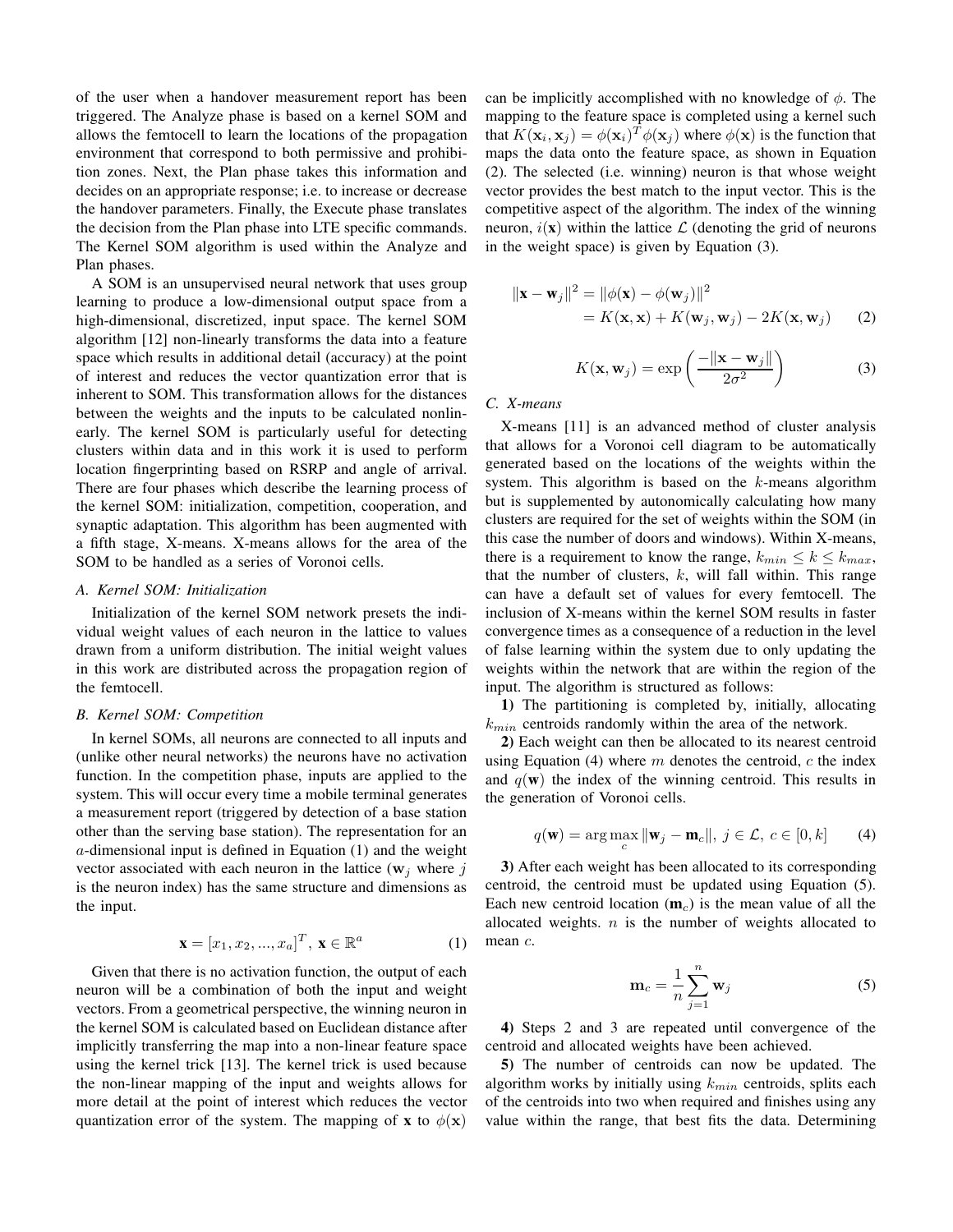of the user when a handover measurement report has been triggered. The Analyze phase is based on a kernel SOM and allows the femtocell to learn the locations of the propagation environment that correspond to both permissive and prohibition zones. Next, the Plan phase takes this information and decides on an appropriate response; i.e. to increase or decrease the handover parameters. Finally, the Execute phase translates the decision from the Plan phase into LTE specific commands. The Kernel SOM algorithm is used within the Analyze and Plan phases.

A SOM is an unsupervised neural network that uses group learning to produce a low-dimensional output space from a high-dimensional, discretized, input space. The kernel SOM algorithm [12] non-linearly transforms the data into a feature space which results in additional detail (accuracy) at the point of interest and reduces the vector quantization error that is inherent to SOM. This transformation allows for the distances between the weights and the inputs to be calculated nonlinearly. The kernel SOM is particularly useful for detecting clusters within data and in this work it is used to perform location fingerprinting based on RSRP and angle of arrival. There are four phases which describe the learning process of the kernel SOM: initialization, competition, cooperation, and synaptic adaptation. This algorithm has been augmented with a fifth stage, X-means. X-means allows for the area of the SOM to be handled as a series of Voronoi cells.

### A. Kernel SOM: Initialization

Initialization of the kernel SOM network presets the individual weight values of each neuron in the lattice to values drawn from a uniform distribution. The initial weight values in this work are distributed across the propagation region of the femtocell.

### B. Kernel SOM: Competition

In kernel SOMs, all neurons are connected to all inputs and (unlike other neural networks) the neurons have no activation function. In the competition phase, inputs are applied to the system. This will occur every time a mobile terminal generates a measurement report (triggered by detection of a base station other than the serving base station). The representation for an $a$-dimensional input is defined in Equation (1) and the weight vector associated with each neuron in the lattice ($\mathbf{w}_j$ where $j$ is the neuron index) has the same structure and dimensions as the input.

$$\mathbf{x} = [x_1, x_2, ..., x_a]^T, \; \mathbf{x} \in \mathbb{R}^a \tag{1}$$

Given that there is no activation function, the output of each neuron will be a combination of both the input and weight vectors. From a geometrical perspective, the winning neuron in the kernel SOM is calculated based on Euclidean distance after implicitly transferring the map into a non-linear feature space using the kernel trick [13]. The kernel trick is used because the non-linear mapping of the input and weights allows for more detail at the point of interest which reduces the vector quantization error of the system. The mapping of $\mathbf{x}$ to $\phi(\mathbf{x})$ can be implicitly accomplished with no knowledge of $\phi$. The mapping to the feature space is completed using a kernel such that $K(\mathbf{x}_i, \mathbf{x}_j) = \phi(\mathbf{x}_i)^T \phi(\mathbf{x}_j)$ where $\phi(\mathbf{x})$ is the function that maps the data onto the feature space, as shown in Equation (2). The selected (i.e. winning) neuron is that whose weight vector provides the best match to the input vector. This is the competitive aspect of the algorithm. The index of the winning neuron, $i(\mathbf{x})$ within the lattice $\mathcal{L}$ (denoting the grid of neurons in the weight space) is given by Equation (3).

$$\begin{aligned} \|\mathbf{x} - \mathbf{w}_j\|^2 &= \|\phi(\mathbf{x}) - \phi(\mathbf{w}_j)\|^2 \\ &= K(\mathbf{x}, \mathbf{x}) + K(\mathbf{w}_j, \mathbf{w}_j) - 2K(\mathbf{x}, \mathbf{w}_j) \end{aligned} \tag{2}$$

$$K(\mathbf{x}, \mathbf{w}_j) = \exp\left(\frac{-\|\mathbf{x} - \mathbf{w}_j\|}{2\sigma^2}\right) \tag{3}$$

### C. X-means

X-means [11] is an advanced method of cluster analysis that allows for a Voronoi cell diagram to be automatically generated based on the locations of the weights within the system. This algorithm is based on the $k$-means algorithm but is supplemented by autonomically calculating how many clusters are required for the set of weights within the SOM (in this case the number of doors and windows). Within X-means, there is a requirement to know the range, $k_{min} \leq k \leq k_{max}$, that the number of clusters, $k$, will fall within. This range can have a default set of values for every femtocell. The inclusion of X-means within the kernel SOM results in faster convergence times as a consequence of a reduction in the level of false learning within the system due to only updating the weights within the network that are within the region of the input. The algorithm is structured as follows:

**1)** The partitioning is completed by, initially, allocating $k_{min}$ centroids randomly within the area of the network.

**2)** Each weight can then be allocated to its nearest centroid using Equation (4) where $m$ denotes the centroid, $c$ the index and $q(\mathbf{w})$ the index of the winning centroid. This results in the generation of Voronoi cells.

$$q(\mathbf{w}) = \arg\max_{c} \|\mathbf{w}_j - \mathbf{m}_c\|, \; j \in \mathcal{L}, \; c \in [0, k] \tag{4}$$

**3)** After each weight has been allocated to its corresponding centroid, the centroid must be updated using Equation (5). Each new centroid location ($\mathbf{m}_c$) is the mean value of all the allocated weights. $n$ is the number of weights allocated to mean $c$.

$$\mathbf{m}_c = \frac{1}{n} \sum_{j=1}^{n} \mathbf{w}_j \tag{5}$$

**4)** Steps 2 and 3 are repeated until convergence of the centroid and allocated weights have been achieved.

**5)** The number of centroids can now be updated. The algorithm works by initially using $k_{min}$ centroids, splits each of the centroids into two when required and finishes using any value within the range, that best fits the data. Determining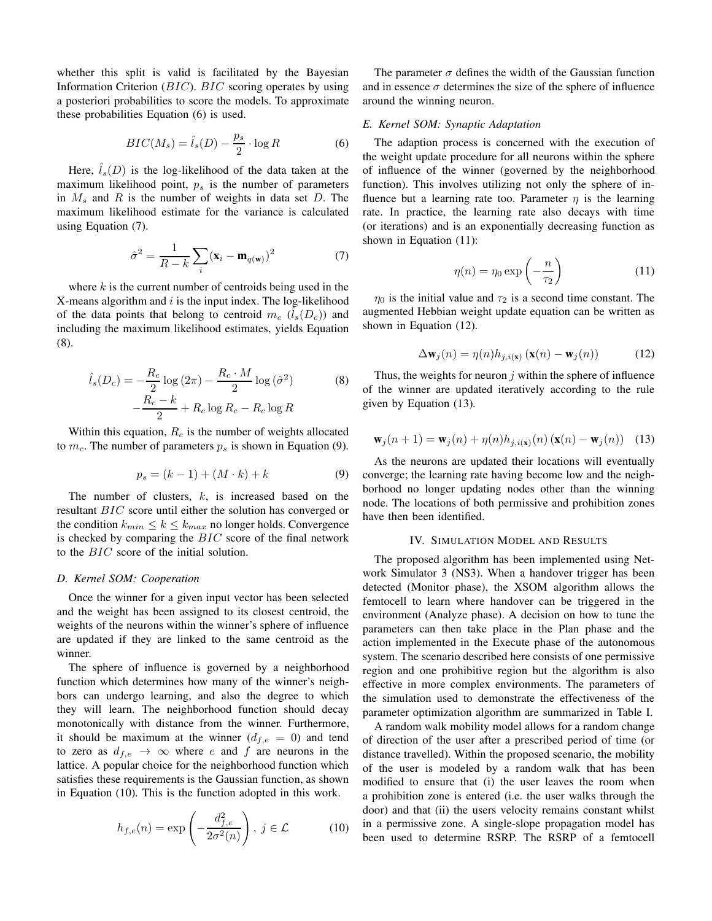whether this split is valid is facilitated by the Bayesian Information Criterion ($BIC$). $BIC$ scoring operates by using a posteriori probabilities to score the models. To approximate these probabilities Equation (6) is used.

$$BIC(M_s) = \hat{l}_s(D) - \frac{p_s}{2} \cdot \log R \tag{6}$$

Here, $\hat{l}_s(D)$ is the log-likelihood of the data taken at the maximum likelihood point, $p_s$ is the number of parameters in $M_s$ and $R$ is the number of weights in data set $D$. The maximum likelihood estimate for the variance is calculated using Equation (7).

$$\hat{\sigma}^2 = \frac{1}{R-k} \sum_i (\mathbf{x}_i - \mathbf{m}_{q(\mathbf{w})})^2 \tag{7}$$

where $k$ is the current number of centroids being used in the X-means algorithm and $i$ is the input index. The log-likelihood of the data points that belong to centroid $m_c$ ($\hat{l}_s(D_c)$) and including the maximum likelihood estimates, yields Equation (8).

$$\begin{aligned} \hat{l}_s(D_c) = & -\frac{R_c}{2} \log(2\pi) - \frac{R_c \cdot M}{2} \log(\hat{\sigma}^2) \\ & -\frac{R_c - k}{2} + R_c \log R_c - R_c \log R \end{aligned} \tag{8}$$

Within this equation, $R_c$ is the number of weights allocated to $m_c$. The number of parameters $p_s$ is shown in Equation (9).

$$p_s = (k-1) + (M \cdot k) + k \tag{9}$$

The number of clusters, $k$, is increased based on the resultant $BIC$ score until either the solution has converged or the condition $k_{min} \leq k \leq k_{max}$ no longer holds. Convergence is checked by comparing the $BIC$ score of the final network to the $BIC$ score of the initial solution.

### D. Kernel SOM: Cooperation

Once the winner for a given input vector has been selected and the weight has been assigned to its closest centroid, the weights of the neurons within the winner's sphere of influence are updated if they are linked to the same centroid as the winner.

The sphere of influence is governed by a neighborhood function which determines how many of the winner's neighbors can undergo learning, and also the degree to which they will learn. The neighborhood function should decay monotonically with distance from the winner. Furthermore, it should be maximum at the winner ($d_{f,e} = 0$) and tend to zero as $d_{f,e} \rightarrow \infty$ where $e$ and $f$ are neurons in the lattice. A popular choice for the neighborhood function which satisfies these requirements is the Gaussian function, as shown in Equation (10). This is the function adopted in this work.

$$h_{f,e}(n) = \exp\left(-\frac{d_{f,e}^2}{2\sigma^2(n)}\right),\ j \in \mathcal{L} \tag{10}$$

The parameter $\sigma$ defines the width of the Gaussian function and in essence $\sigma$ determines the size of the sphere of influence around the winning neuron.

### E. Kernel SOM: Synaptic Adaptation

The adaption process is concerned with the execution of the weight update procedure for all neurons within the sphere of influence of the winner (governed by the neighborhood function). This involves utilizing not only the sphere of influence but a learning rate too. Parameter $\eta$ is the learning rate. In practice, the learning rate also decays with time (or iterations) and is an exponentially decreasing function as shown in Equation (11):

$$\eta(n) = \eta_0 \exp\left(-\frac{n}{\tau_2}\right) \tag{11}$$

$\eta_0$ is the initial value and $\tau_2$ is a second time constant. The augmented Hebbian weight update equation can be written as shown in Equation (12).

$$\Delta \mathbf{w}_j(n) = \eta(n) h_{j,i(\mathbf{x})} \left(\mathbf{x}(n) - \mathbf{w}_j(n)\right) \tag{12}$$

Thus, the weights for neuron $j$ within the sphere of influence of the winner are updated iteratively according to the rule given by Equation (13).

$$\mathbf{w}_j(n+1) = \mathbf{w}_j(n) + \eta(n) h_{j,i(\mathbf{x})}(n) \left(\mathbf{x}(n) - \mathbf{w}_j(n)\right) \tag{13}$$

As the neurons are updated their locations will eventually converge; the learning rate having become low and the neighborhood no longer updating nodes other than the winning node. The locations of both permissive and prohibition zones have then been identified.

## IV. Simulation Model and Results

The proposed algorithm has been implemented using Network Simulator 3 (NS3). When a handover trigger has been detected (Monitor phase), the XSOM algorithm allows the femtocell to learn where handover can be triggered in the environment (Analyze phase). A decision on how to tune the parameters can then take place in the Plan phase and the action implemented in the Execute phase of the autonomous system. The scenario described here consists of one permissive region and one prohibitive region but the algorithm is also effective in more complex environments. The parameters of the simulation used to demonstrate the effectiveness of the parameter optimization algorithm are summarized in Table I.

A random walk mobility model allows for a random change of direction of the user after a prescribed period of time (or distance travelled). Within the proposed scenario, the mobility of the user is modeled by a random walk that has been modified to ensure that (i) the user leaves the room when a prohibition zone is entered (i.e. the user walks through the door) and that (ii) the users velocity remains constant whilst in a permissive zone. A single-slope propagation model has been used to determine RSRP. The RSRP of a femtocell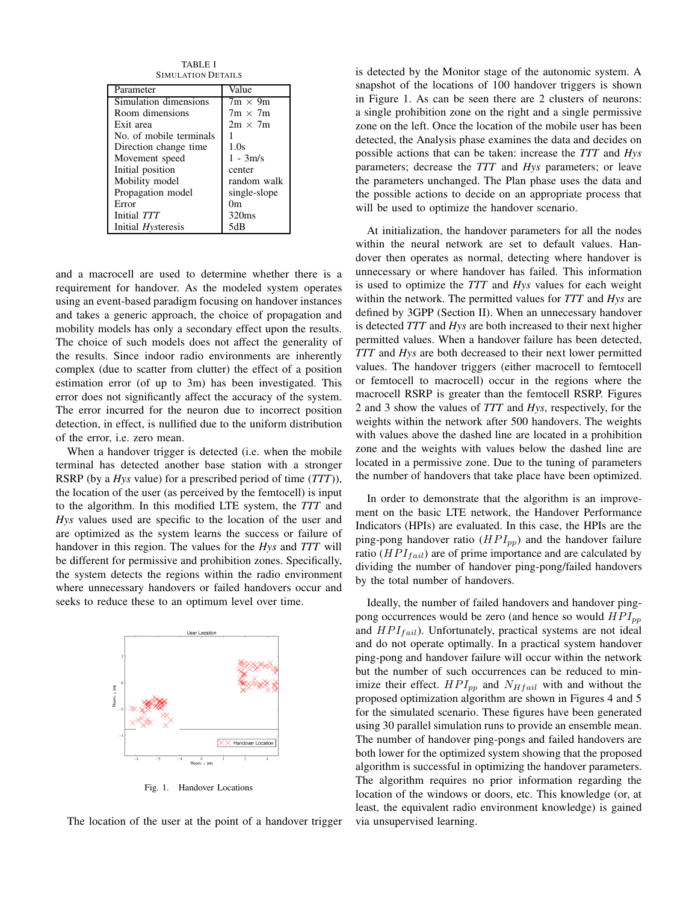TABLE I
SIMULATION DETAILS

| Parameter | Value |
|---|---|
| Simulation dimensions | 7m × 9m |
| Room dimensions | 7m × 7m |
| Exit area | 2m × 7m |
| No. of mobile terminals | 1 |
| Direction change time | 1.0s |
| Movement speed | 1 - 3m/s |
| Initial position | center |
| Mobility model | random walk |
| Propagation model | single-slope |
| Error | 0m |
| Initial *TTT* | 320ms |
| Initial *Hysteresis* | 5dB |

and a macrocell are used to determine whether there is a requirement for handover. As the modeled system operates using an event-based paradigm focusing on handover instances and takes a generic approach, the choice of propagation and mobility models has only a secondary effect upon the results. The choice of such models does not affect the generality of the results. Since indoor radio environments are inherently complex (due to scatter from clutter) the effect of a position estimation error (of up to 3m) has been investigated. This error does not significantly affect the accuracy of the system. The error incurred for the neuron due to incorrect position detection, in effect, is nullified due to the uniform distribution of the error, i.e. zero mean.

When a handover trigger is detected (i.e. when the mobile terminal has detected another base station with a stronger RSRP (by a *Hys* value) for a prescribed period of time (*TTT*)), the location of the user (as perceived by the femtocell) is input to the algorithm. In this modified LTE system, the *TTT* and *Hys* values used are specific to the location of the user and are optimized as the system learns the success or failure of handover in this region. The values for the *Hys* and *TTT* will be different for permissive and prohibition zones. Specifically, the system detects the regions within the radio environment where unnecessary handovers or failed handovers occur and seeks to reduce these to an optimum level over time.

Fig. 1. Handover Locations

The location of the user at the point of a handover trigger is detected by the Monitor stage of the autonomic system. A snapshot of the locations of 100 handover triggers is shown in Figure 1. As can be seen there are 2 clusters of neurons: a single prohibition zone on the right and a single permissive zone on the left. Once the location of the mobile user has been detected, the Analysis phase examines the data and decides on possible actions that can be taken: increase the *TTT* and *Hys* parameters; decrease the *TTT* and *Hys* parameters; or leave the parameters unchanged. The Plan phase uses the data and the possible actions to decide on an appropriate process that will be used to optimize the handover scenario.

At initialization, the handover parameters for all the nodes within the neural network are set to default values. Handover then operates as normal, detecting where handover is unnecessary or where handover has failed. This information is used to optimize the *TTT* and *Hys* values for each weight within the network. The permitted values for *TTT* and *Hys* are defined by 3GPP (Section II). When an unnecessary handover is detected *TTT* and *Hys* are both increased to their next higher permitted values. When a handover failure has been detected, *TTT* and *Hys* are both decreased to their next lower permitted values. The handover triggers (either macrocell to femtocell or femtocell to macrocell) occur in the regions where the macrocell RSRP is greater than the femtocell RSRP. Figures 2 and 3 show the values of *TTT* and *Hys*, respectively, for the weights within the network after 500 handovers. The weights with values above the dashed line are located in a prohibition zone and the weights with values below the dashed line are located in a permissive zone. Due to the tuning of parameters the number of handovers that take place have been optimized.

In order to demonstrate that the algorithm is an improvement on the basic LTE network, the Handover Performance Indicators (HPIs) are evaluated. In this case, the HPIs are the ping-pong handover ratio ($HPI_{pp}$) and the handover failure ratio ($HPI_{fail}$) are of prime importance and are calculated by dividing the number of handover ping-pong/failed handovers by the total number of handovers.

Ideally, the number of failed handovers and handover ping-pong occurrences would be zero (and hence so would $HPI_{pp}$ and $HPI_{fail}$). Unfortunately, practical systems are not ideal and do not operate optimally. In a practical system handover ping-pong and handover failure will occur within the network but the number of such occurrences can be reduced to minimize their effect. $HPI_{pp}$ and $N_{Hfail}$ with and without the proposed optimization algorithm are shown in Figures 4 and 5 for the simulated scenario. These figures have been generated using 30 parallel simulation runs to provide an ensemble mean. The number of handover ping-pongs and failed handovers are both lower for the optimized system showing that the proposed algorithm is successful in optimizing the handover parameters. The algorithm requires no prior information regarding the location of the windows or doors, etc. This knowledge (or, at least, the equivalent radio environment knowledge) is gained via unsupervised learning.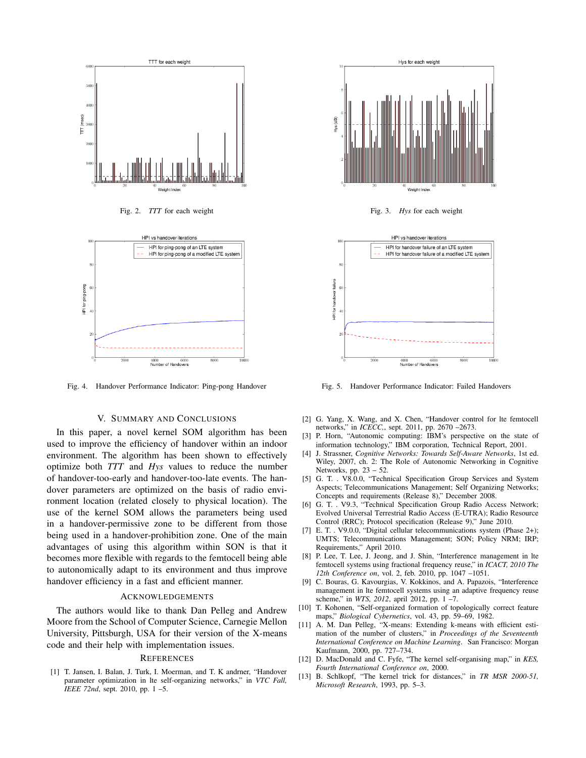TTT for each weight

TTT (msec)

6000
5000
4000
3000
2000
1000
0

0 20 40 60 80 100

Weight Index

Fig. 2. *TTT* for each weight

Hys for each weight

Hys (dB)

10
8
6
4
2
0

0 20 40 60 80 100

Weight Index

Fig. 3. *Hys* for each weight

HPI vs handover iterations

HPI for ping-pong of an LTE system

HPI for ping-pong of a modified LTE system

HPI for ping-pong

100
80
60
40
20
0

0 2000 4000 6000 8000 10000

Number of Handovers

Fig. 4. Handover Performance Indicator: Ping-pong Handover

HPI vs handover iterations

HPI for handover failure of an LTE system

HPI for handover failure of a modified LTE system

HPI for handover failure

100
80
60
40
20
0

0 2000 4000 6000 8000 10000

Number of Handovers

Fig. 5. Handover Performance Indicator: Failed Handovers

## V. Summary and Conclusions

In this paper, a novel kernel SOM algorithm has been used to improve the efficiency of handover within an indoor environment. The algorithm has been shown to effectively optimize both *TTT* and *Hys* values to reduce the number of handover-too-early and handover-too-late events. The handover parameters are optimized on the basis of radio environment location (related closely to physical location). The use of the kernel SOM allows the parameters being used in a handover-permissive zone to be different from those being used in a handover-prohibition zone. One of the main advantages of using this algorithm within SON is that it becomes more flexible with regards to the femtocell being able to autonomically adapt to its environment and thus improve handover efficiency in a fast and efficient manner.

## Acknowledgements

The authors would like to thank Dan Pelleg and Andrew Moore from the School of Computer Science, Carnegie Mellon University, Pittsburgh, USA for their version of the X-means code and their help with implementation issues.

## References

[1] T. Jansen, I. Balan, J. Turk, I. Moerman, and T. K andrner, "Handover parameter optimization in lte self-organizing networks," in *VTC Fall, IEEE 72nd*, sept. 2010, pp. 1 –5.

[2] G. Yang, X. Wang, and X. Chen, "Handover control for lte femtocell networks," in *ICECC,*, sept. 2011, pp. 2670 –2673.

[3] P. Horn, "Autonomic computing: IBM's perspective on the state of information technology," IBM corporation, Technical Report, 2001.

[4] J. Strassner, *Cognitive Networks: Towards Self-Aware Networks*, 1st ed. Wiley, 2007, ch. 2: The Role of Autonomic Networking in Cognitive Networks, pp. 23 – 52.

[5] G. T. . V8.0.0, "Technical Specification Group Services and System Aspects; Telecommunications Management; Self Organizing Networks; Concepts and requirements (Release 8)," December 2008.

[6] G. T. . V9.3, "Technical Specification Group Radio Access Network; Evolved Universal Terrestrial Radio Access (E-UTRA); Radio Resource Control (RRC); Protocol specification (Release 9)," June 2010.

[7] E. T. . V9.0.0, "Digital cellular telecommunications system (Phase 2+); UMTS; Telecommunications Management; SON; Policy NRM; IRP; Requirements," April 2010.

[8] P. Lee, T. Lee, J. Jeong, and J. Shin, "Interference management in lte femtocell systems using fractional frequency reuse," in *ICACT, 2010 The 12th Conference on*, vol. 2, feb. 2010, pp. 1047 –1051.

[9] C. Bouras, G. Kavourgias, V. Kokkinos, and A. Papazois, "Interference management in lte femtocell systems using an adaptive frequency reuse scheme," in *WTS, 2012*, april 2012, pp. 1 –7.

[10] T. Kohonen, "Self-organized formation of topologically correct feature maps," *Biological Cybernetics*, vol. 43, pp. 59–69, 1982.

[11] A. M. Dan Pelleg, "X-means: Extending k-means with efficient estimation of the number of clusters," in *Proceedings of the Seventeenth International Conference on Machine Learning*. San Francisco: Morgan Kaufmann, 2000, pp. 727–734.

[12] D. MacDonald and C. Fyfe, "The kernel self-organising map," in *KES, Fourth International Conference on*, 2000.

[13] B. Schlkopf, "The kernel trick for distances," in *TR MSR 2000-51, Microsoft Research*, 1993, pp. 5–3.